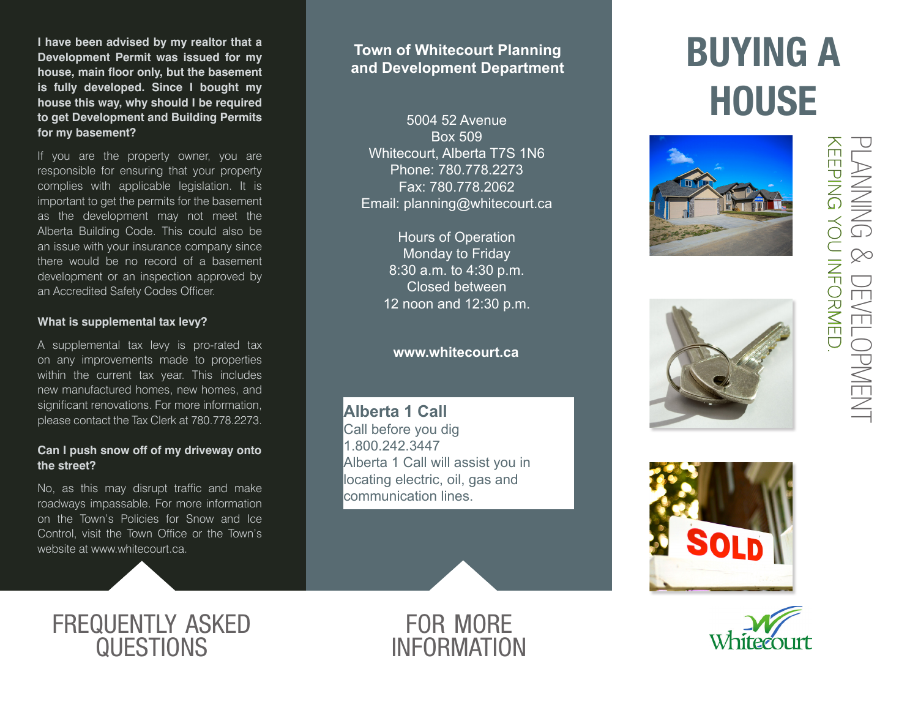# BUYING A HOUSE

PLANNING & DEVELOPMENT

KEEPING YOU INFORMED.

Whitecourt

## FREQUENTLY ASKED QUESTIONS

**I have been advised by my realtor that a Development Permit was issued for my house, main floor only, but the basement is fully developed. Since I bought my house this way, why should I be required to get Development and Building Permits for my basement?**

If you are the property owner, you are responsible for ensuring that your property complies with applicable legislation. It is important to get the permits for the basement as the development may not meet the Alberta Building Code. This could also be an issue with your insurance company since there would be no record of a basement development or an inspection approved by an Accredited Safety Codes Officer.

**What is supplemental tax levy?**

A supplemental tax levy is pro-rated tax on any improvements made to properties within the current tax year. This includes new manufactured homes, new homes, and significant renovations. For more information, please contact the Tax Clerk at 780.778.2273.

**Can I push snow off of my driveway onto the street?**

No, as this may disrupt traffic and make roadways impassable. For more information on the Town's Policies for Snow and Ice Control, visit the Town Office or the Town's website at www.whitecourt.ca.

## FOR MORE INFORMATION

**Town of Whitecourt Planning and Development Department**

5004 52 Avenue
Box 509
Whitecourt, Alberta T7S 1N6
Phone: 780.778.2273
Fax: 780.778.2062
Email: planning@whitecourt.ca

Hours of Operation
Monday to Friday
8:30 a.m. to 4:30 p.m.
Closed between
12 noon and 12:30 p.m.

**www.whitecourt.ca**

**Alberta 1 Call**
Call before you dig
1.800.242.3447
Alberta 1 Call will assist you in locating electric, oil, gas and communication lines.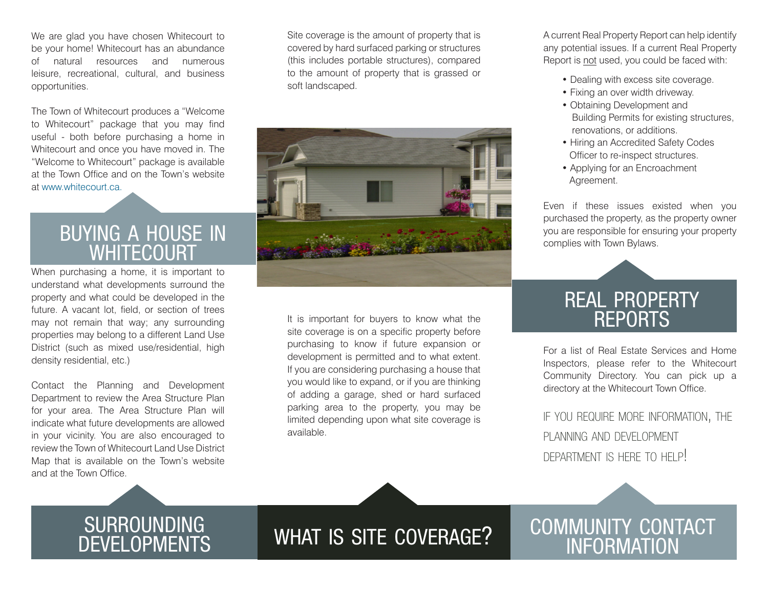We are glad you have chosen Whitecourt to be your home! Whitecourt has an abundance of natural resources and numerous leisure, recreational, cultural, and business opportunities.

The Town of Whitecourt produces a "Welcome to Whitecourt" package that you may find useful - both before purchasing a home in Whitecourt and once you have moved in. The "Welcome to Whitecourt" package is available at the Town Office and on the Town's website at www.whitecourt.ca.

## BUYING A HOUSE IN WHITECOURT

When purchasing a home, it is important to understand what developments surround the property and what could be developed in the future. A vacant lot, field, or section of trees may not remain that way; any surrounding properties may belong to a different Land Use District (such as mixed use/residential, high density residential, etc.)

Contact the Planning and Development Department to review the Area Structure Plan for your area. The Area Structure Plan will indicate what future developments are allowed in your vicinity. You are also encouraged to review the Town of Whitecourt Land Use District Map that is available on the Town's website and at the Town Office.

## SURROUNDING DEVELOPMENTS

Site coverage is the amount of property that is covered by hard surfaced parking or structures (this includes portable structures), compared to the amount of property that is grassed or soft landscaped.

It is important for buyers to know what the site coverage is on a specific property before purchasing to know if future expansion or development is permitted and to what extent. If you are considering purchasing a house that you would like to expand, or if you are thinking of adding a garage, shed or hard surfaced parking area to the property, you may be limited depending upon what site coverage is available.

## WHAT IS SITE COVERAGE?

A current Real Property Report can help identify any potential issues. If a current Real Property Report is not used, you could be faced with:

- Dealing with excess site coverage.
- Fixing an over width driveway.
- Obtaining Development and Building Permits for existing structures, renovations, or additions.
- Hiring an Accredited Safety Codes Officer to re-inspect structures.
- Applying for an Encroachment Agreement.

Even if these issues existed when you purchased the property, as the property owner you are responsible for ensuring your property complies with Town Bylaws.

## REAL PROPERTY REPORTS

For a list of Real Estate Services and Home Inspectors, please refer to the Whitecourt Community Directory. You can pick up a directory at the Whitecourt Town Office.

IF YOU REQUIRE MORE INFORMATION, THE PLANNING AND DEVELOPMENT DEPARTMENT IS HERE TO HELP!

## COMMUNITY CONTACT INFORMATION